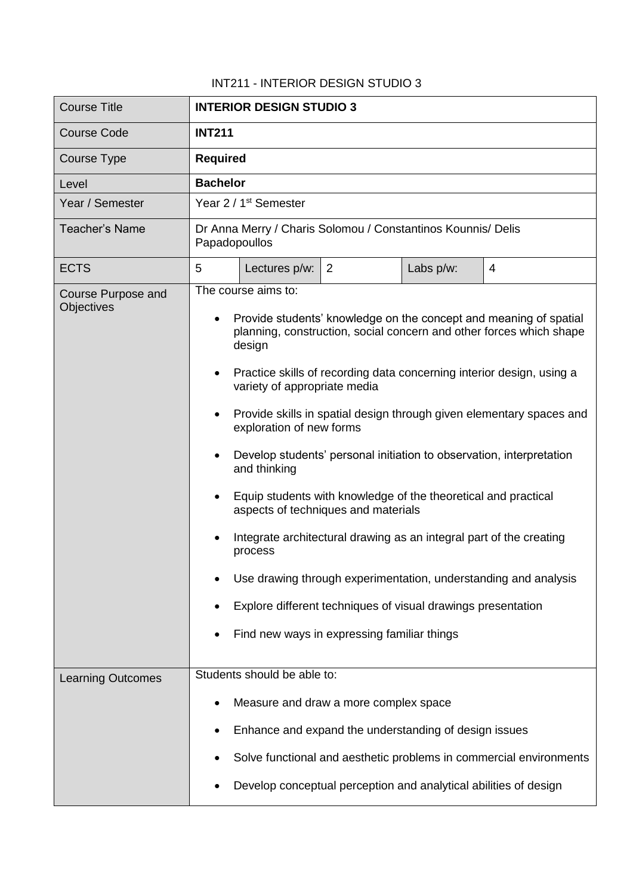INT211 - INTERIOR DESIGN STUDIO 3

| Course Title | **INTERIOR DESIGN STUDIO 3** | | | | |
|---|---|---|---|---|---|
| Course Code | **INT211** | | | | |
| Course Type | **Required** | | | | |
| Level | **Bachelor** | | | | |
| Year / Semester | Year 2 / 1st Semester | | | | |
| Teacher's Name | Dr Anna Merry / Charis Solomou / Constantinos Kounnis/ Delis Papadopoullos | | | | |
| ECTS | 5 | Lectures p/w: | 2 | Labs p/w: | 4 |
| Course Purpose and Objectives | The course aims to:<br>• Provide students' knowledge on the concept and meaning of spatial planning, construction, social concern and other forces which shape design<br>• Practice skills of recording data concerning interior design, using a variety of appropriate media<br>• Provide skills in spatial design through given elementary spaces and exploration of new forms<br>• Develop students' personal initiation to observation, interpretation and thinking<br>• Equip students with knowledge of the theoretical and practical aspects of techniques and materials<br>• Integrate architectural drawing as an integral part of the creating process<br>• Use drawing through experimentation, understanding and analysis<br>• Explore different techniques of visual drawings presentation<br>• Find new ways in expressing familiar things | | | | |
| Learning Outcomes | Students should be able to:<br>• Measure and draw a more complex space<br>• Enhance and expand the understanding of design issues<br>• Solve functional and aesthetic problems in commercial environments<br>• Develop conceptual perception and analytical abilities of design | | | | |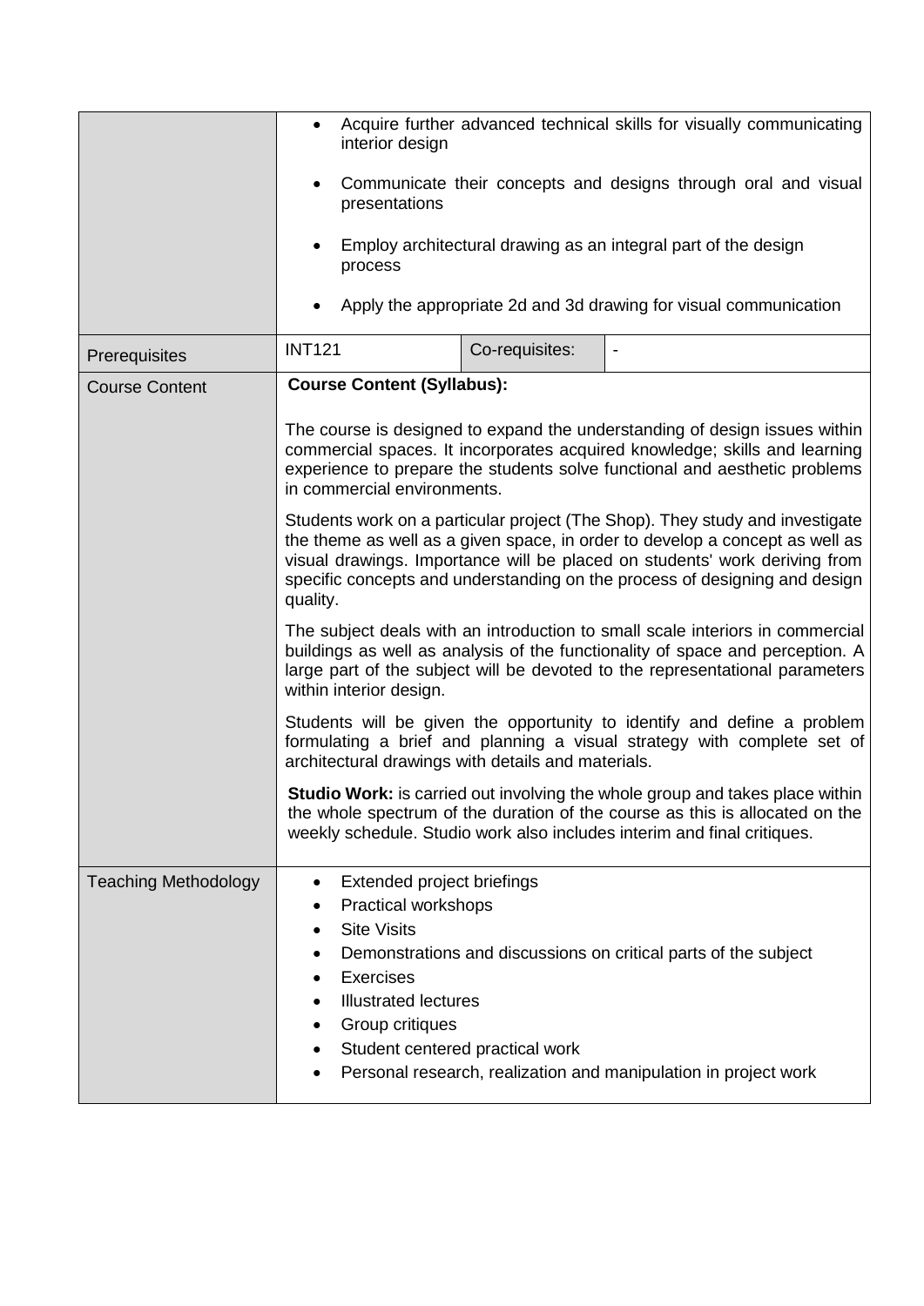| | | | |
|---|---|---|---|
| | • Acquire further advanced technical skills for visually communicating interior design<br><br>• Communicate their concepts and designs through oral and visual presentations<br><br>• Employ architectural drawing as an integral part of the design process<br><br>• Apply the appropriate 2d and 3d drawing for visual communication | | |
| Prerequisites | INT121 | Co-requisites: | - |
| Course Content | **Course Content (Syllabus):**<br><br>The course is designed to expand the understanding of design issues within commercial spaces. It incorporates acquired knowledge; skills and learning experience to prepare the students solve functional and aesthetic problems in commercial environments.<br><br>Students work on a particular project (The Shop). They study and investigate the theme as well as a given space, in order to develop a concept as well as visual drawings. Importance will be placed on students' work deriving from specific concepts and understanding on the process of designing and design quality.<br><br>The subject deals with an introduction to small scale interiors in commercial buildings as well as analysis of the functionality of space and perception. A large part of the subject will be devoted to the representational parameters within interior design.<br><br>Students will be given the opportunity to identify and define a problem formulating a brief and planning a visual strategy with complete set of architectural drawings with details and materials.<br><br>**Studio Work:** is carried out involving the whole group and takes place within the whole spectrum of the duration of the course as this is allocated on the weekly schedule. Studio work also includes interim and final critiques. | | |
| Teaching Methodology | • Extended project briefings<br>• Practical workshops<br>• Site Visits<br>• Demonstrations and discussions on critical parts of the subject<br>• Exercises<br>• Illustrated lectures<br>• Group critiques<br>• Student centered practical work<br>• Personal research, realization and manipulation in project work | | |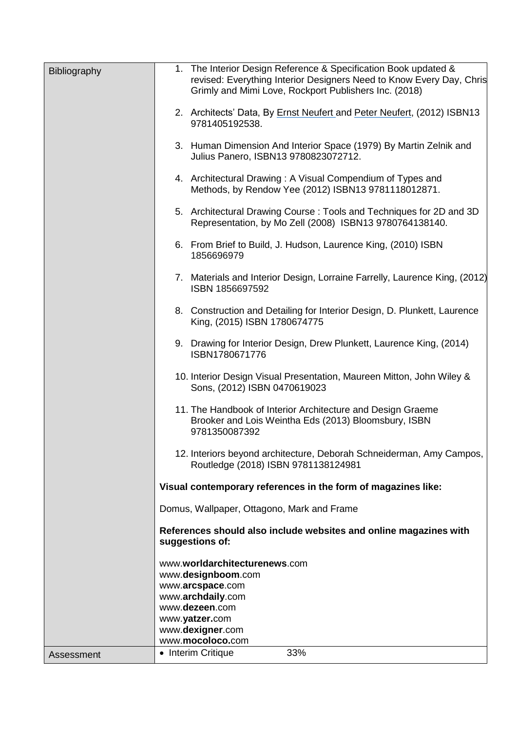| Bibliography | 1. The Interior Design Reference & Specification Book updated & revised: Everything Interior Designers Need to Know Every Day, Chris Grimly and Mimi Love, Rockport Publishers Inc. (2018)<br><br>2. Architects' Data, By Ernst Neufert and Peter Neufert, (2012) ISBN13 9781405192538.<br><br>3. Human Dimension And Interior Space (1979) By Martin Zelnik and Julius Panero, ISBN13 9780823072712.<br><br>4. Architectural Drawing : A Visual Compendium of Types and Methods, by Rendow Yee (2012) ISBN13 9781118012871.<br><br>5. Architectural Drawing Course : Tools and Techniques for 2D and 3D Representation, by Mo Zell (2008) ISBN13 9780764138140.<br><br>6. From Brief to Build, J. Hudson, Laurence King, (2010) ISBN 1856696979<br><br>7. Materials and Interior Design, Lorraine Farrelly, Laurence King, (2012) ISBN 1856697592<br><br>8. Construction and Detailing for Interior Design, D. Plunkett, Laurence King, (2015) ISBN 1780674775<br><br>9. Drawing for Interior Design, Drew Plunkett, Laurence King, (2014) ISBN1780671776<br><br>10. Interior Design Visual Presentation, Maureen Mitton, John Wiley & Sons, (2012) ISBN 0470619023<br><br>11. The Handbook of Interior Architecture and Design Graeme Brooker and Lois Weintha Eds (2013) Bloomsbury, ISBN 9781350087392<br><br>12. Interiors beyond architecture, Deborah Schneiderman, Amy Campos, Routledge (2018) ISBN 9781138124981<br><br>**Visual contemporary references in the form of magazines like:**<br><br>Domus, Wallpaper, Ottagono, Mark and Frame<br><br>**References should also include websites and online magazines with suggestions of:**<br><br>www.**worldarchitecturenews**.com<br>www.**designboom**.com<br>www.**arcspace**.com<br>www.**archdaily**.com<br>www.**dezeen**.com<br>www.**yatzer.**com<br>www.**dexigner**.com<br>www.**mocoloco.**com |
|---|---|
| Assessment | • Interim Critique 33% |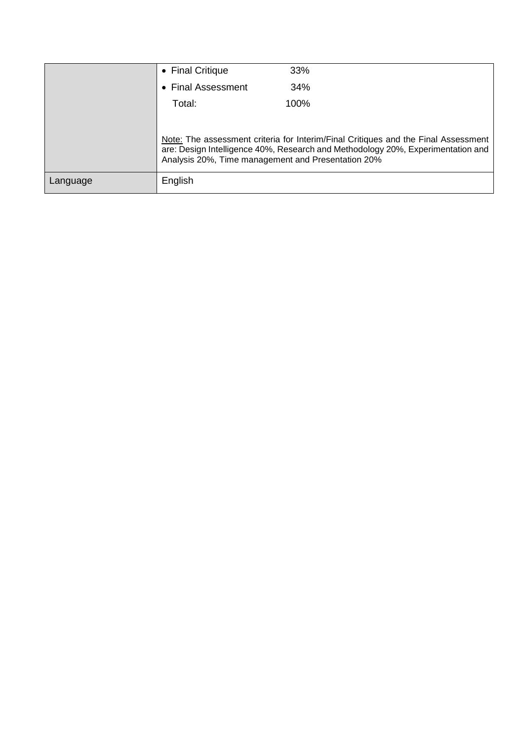| | |
|---|---|
| | • Final Critique 33%<br>• Final Assessment 34%<br>Total: 100%<br><br>Note: The assessment criteria for Interim/Final Critiques and the Final Assessment are: Design Intelligence 40%, Research and Methodology 20%, Experimentation and Analysis 20%, Time management and Presentation 20% |
| Language | English |